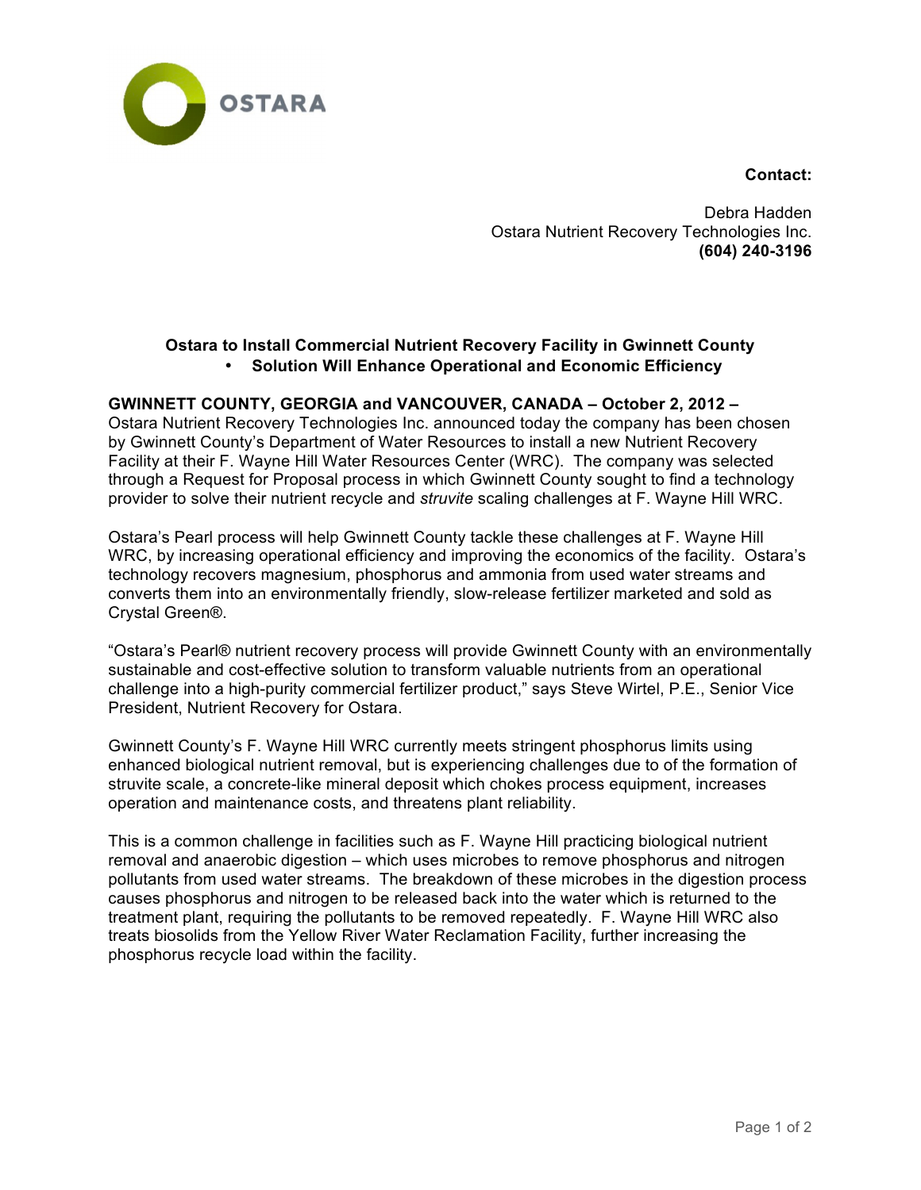OSTARA

**Contact:**

Debra Hadden
Ostara Nutrient Recovery Technologies Inc.
**(604) 240-3196**

**Ostara to Install Commercial Nutrient Recovery Facility in Gwinnett County**

- **Solution Will Enhance Operational and Economic Efficiency**

**GWINNETT COUNTY, GEORGIA and VANCOUVER, CANADA – October 2, 2012 –** Ostara Nutrient Recovery Technologies Inc. announced today the company has been chosen by Gwinnett County's Department of Water Resources to install a new Nutrient Recovery Facility at their F. Wayne Hill Water Resources Center (WRC). The company was selected through a Request for Proposal process in which Gwinnett County sought to find a technology provider to solve their nutrient recycle and *struvite* scaling challenges at F. Wayne Hill WRC.

Ostara's Pearl process will help Gwinnett County tackle these challenges at F. Wayne Hill WRC, by increasing operational efficiency and improving the economics of the facility. Ostara's technology recovers magnesium, phosphorus and ammonia from used water streams and converts them into an environmentally friendly, slow-release fertilizer marketed and sold as Crystal Green®.

"Ostara's Pearl® nutrient recovery process will provide Gwinnett County with an environmentally sustainable and cost-effective solution to transform valuable nutrients from an operational challenge into a high-purity commercial fertilizer product," says Steve Wirtel, P.E., Senior Vice President, Nutrient Recovery for Ostara.

Gwinnett County's F. Wayne Hill WRC currently meets stringent phosphorus limits using enhanced biological nutrient removal, but is experiencing challenges due to of the formation of struvite scale, a concrete-like mineral deposit which chokes process equipment, increases operation and maintenance costs, and threatens plant reliability.

This is a common challenge in facilities such as F. Wayne Hill practicing biological nutrient removal and anaerobic digestion – which uses microbes to remove phosphorus and nitrogen pollutants from used water streams. The breakdown of these microbes in the digestion process causes phosphorus and nitrogen to be released back into the water which is returned to the treatment plant, requiring the pollutants to be removed repeatedly. F. Wayne Hill WRC also treats biosolids from the Yellow River Water Reclamation Facility, further increasing the phosphorus recycle load within the facility.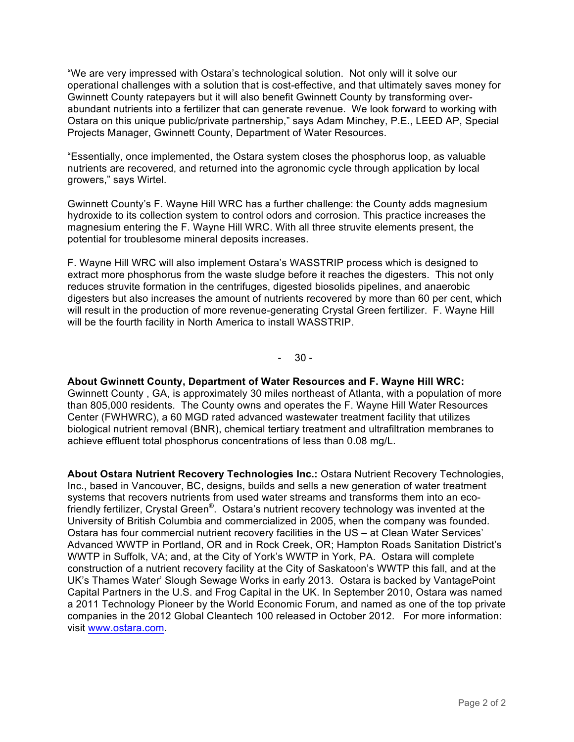"We are very impressed with Ostara's technological solution. Not only will it solve our operational challenges with a solution that is cost-effective, and that ultimately saves money for Gwinnett County ratepayers but it will also benefit Gwinnett County by transforming over-abundant nutrients into a fertilizer that can generate revenue. We look forward to working with Ostara on this unique public/private partnership," says Adam Minchey, P.E., LEED AP, Special Projects Manager, Gwinnett County, Department of Water Resources.

"Essentially, once implemented, the Ostara system closes the phosphorus loop, as valuable nutrients are recovered, and returned into the agronomic cycle through application by local growers," says Wirtel.

Gwinnett County's F. Wayne Hill WRC has a further challenge: the County adds magnesium hydroxide to its collection system to control odors and corrosion. This practice increases the magnesium entering the F. Wayne Hill WRC. With all three struvite elements present, the potential for troublesome mineral deposits increases.

F. Wayne Hill WRC will also implement Ostara's WASSTRIP process which is designed to extract more phosphorus from the waste sludge before it reaches the digesters. This not only reduces struvite formation in the centrifuges, digested biosolids pipelines, and anaerobic digesters but also increases the amount of nutrients recovered by more than 60 per cent, which will result in the production of more revenue-generating Crystal Green fertilizer. F. Wayne Hill will be the fourth facility in North America to install WASSTRIP.

\- 30 -

**About Gwinnett County, Department of Water Resources and F. Wayne Hill WRC:** Gwinnett County , GA, is approximately 30 miles northeast of Atlanta, with a population of more than 805,000 residents. The County owns and operates the F. Wayne Hill Water Resources Center (FWHWRC), a 60 MGD rated advanced wastewater treatment facility that utilizes biological nutrient removal (BNR), chemical tertiary treatment and ultrafiltration membranes to achieve effluent total phosphorus concentrations of less than 0.08 mg/L.

**About Ostara Nutrient Recovery Technologies Inc.:** Ostara Nutrient Recovery Technologies, Inc., based in Vancouver, BC, designs, builds and sells a new generation of water treatment systems that recovers nutrients from used water streams and transforms them into an eco-friendly fertilizer, Crystal Green®. Ostara's nutrient recovery technology was invented at the University of British Columbia and commercialized in 2005, when the company was founded. Ostara has four commercial nutrient recovery facilities in the US – at Clean Water Services' Advanced WWTP in Portland, OR and in Rock Creek, OR; Hampton Roads Sanitation District's WWTP in Suffolk, VA; and, at the City of York's WWTP in York, PA. Ostara will complete construction of a nutrient recovery facility at the City of Saskatoon's WWTP this fall, and at the UK's Thames Water' Slough Sewage Works in early 2013. Ostara is backed by VantagePoint Capital Partners in the U.S. and Frog Capital in the UK. In September 2010, Ostara was named a 2011 Technology Pioneer by the World Economic Forum, and named as one of the top private companies in the 2012 Global Cleantech 100 released in October 2012. For more information: visit [www.ostara.com](http://www.ostara.com).